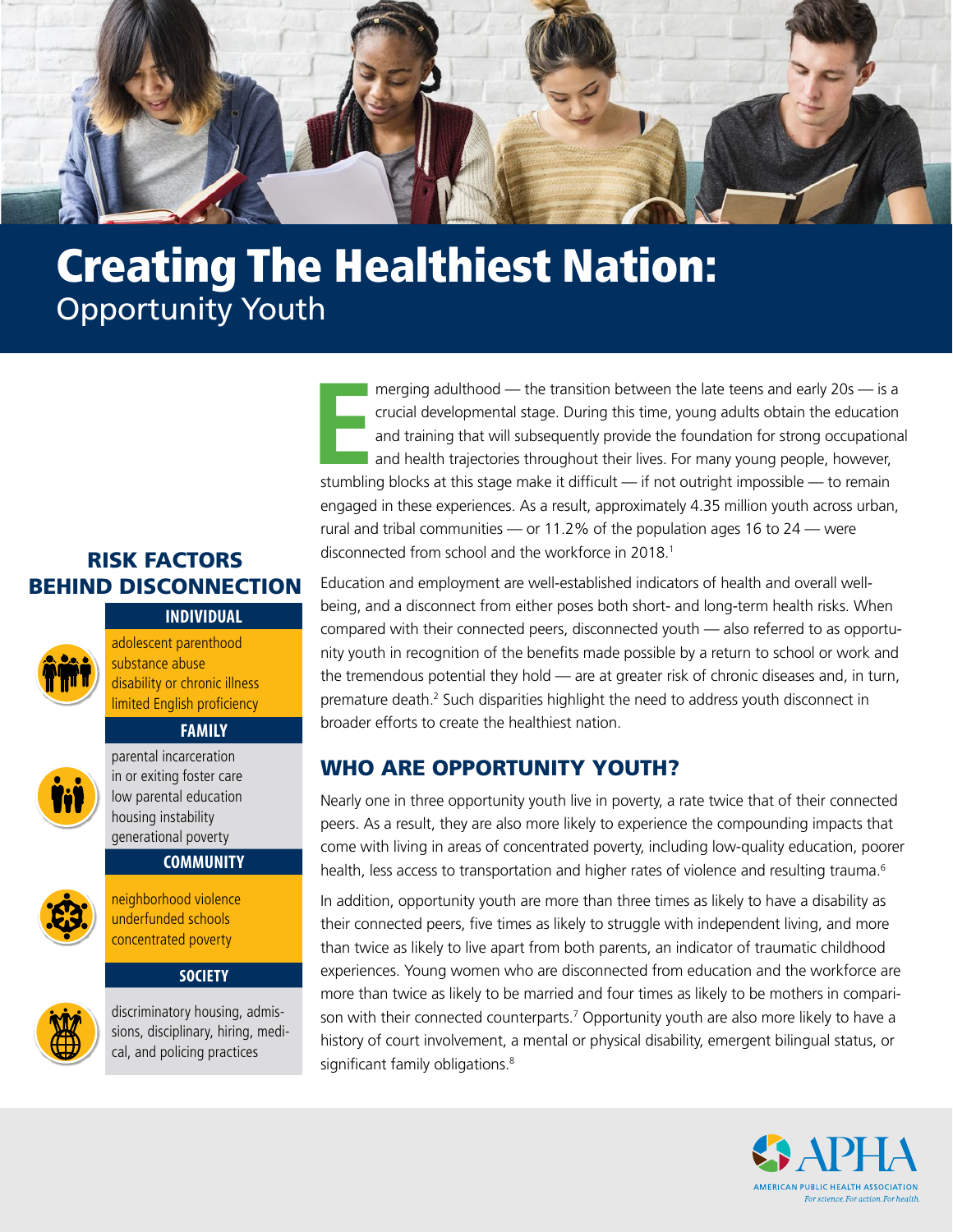# Creating The Healthiest Nation:

## Opportunity Youth

Emerging adulthood — the transition between the late teens and early 20s — is a crucial developmental stage. During this time, young adults obtain the education and training that will subsequently provide the foundation for strong occupational and health trajectories throughout their lives. For many young people, however, stumbling blocks at this stage make it difficult — if not outright impossible — to remain engaged in these experiences. As a result, approximately 4.35 million youth across urban, rural and tribal communities — or 11.2% of the population ages 16 to 24 — were disconnected from school and the workforce in 2018.[1]

Education and employment are well-established indicators of health and overall well-being, and a disconnect from either poses both short- and long-term health risks. When compared with their connected peers, disconnected youth — also referred to as opportunity youth in recognition of the benefits made possible by a return to school or work and the tremendous potential they hold — are at greater risk of chronic diseases and, in turn, premature death.[2] Such disparities highlight the need to address youth disconnect in broader efforts to create the healthiest nation.

## WHO ARE OPPORTUNITY YOUTH?

Nearly one in three opportunity youth live in poverty, a rate twice that of their connected peers. As a result, they are also more likely to experience the compounding impacts that come with living in areas of concentrated poverty, including low-quality education, poorer health, less access to transportation and higher rates of violence and resulting trauma.[6]

In addition, opportunity youth are more than three times as likely to have a disability as their connected peers, five times as likely to struggle with independent living, and more than twice as likely to live apart from both parents, an indicator of traumatic childhood experiences. Young women who are disconnected from education and the workforce are more than twice as likely to be married and four times as likely to be mothers in comparison with their connected counterparts.[7] Opportunity youth are also more likely to have a history of court involvement, a mental or physical disability, emergent bilingual status, or significant family obligations.[8]

## RISK FACTORS BEHIND DISCONNECTION

### INDIVIDUAL

- adolescent parenthood
- substance abuse
- disability or chronic illness
- limited English proficiency

### FAMILY

- parental incarceration
- in or exiting foster care
- low parental education
- housing instability
- generational poverty

### COMMUNITY

- neighborhood violence
- underfunded schools
- concentrated poverty

### SOCIETY

- discriminatory housing, admissions, disciplinary, hiring, medical, and policing practices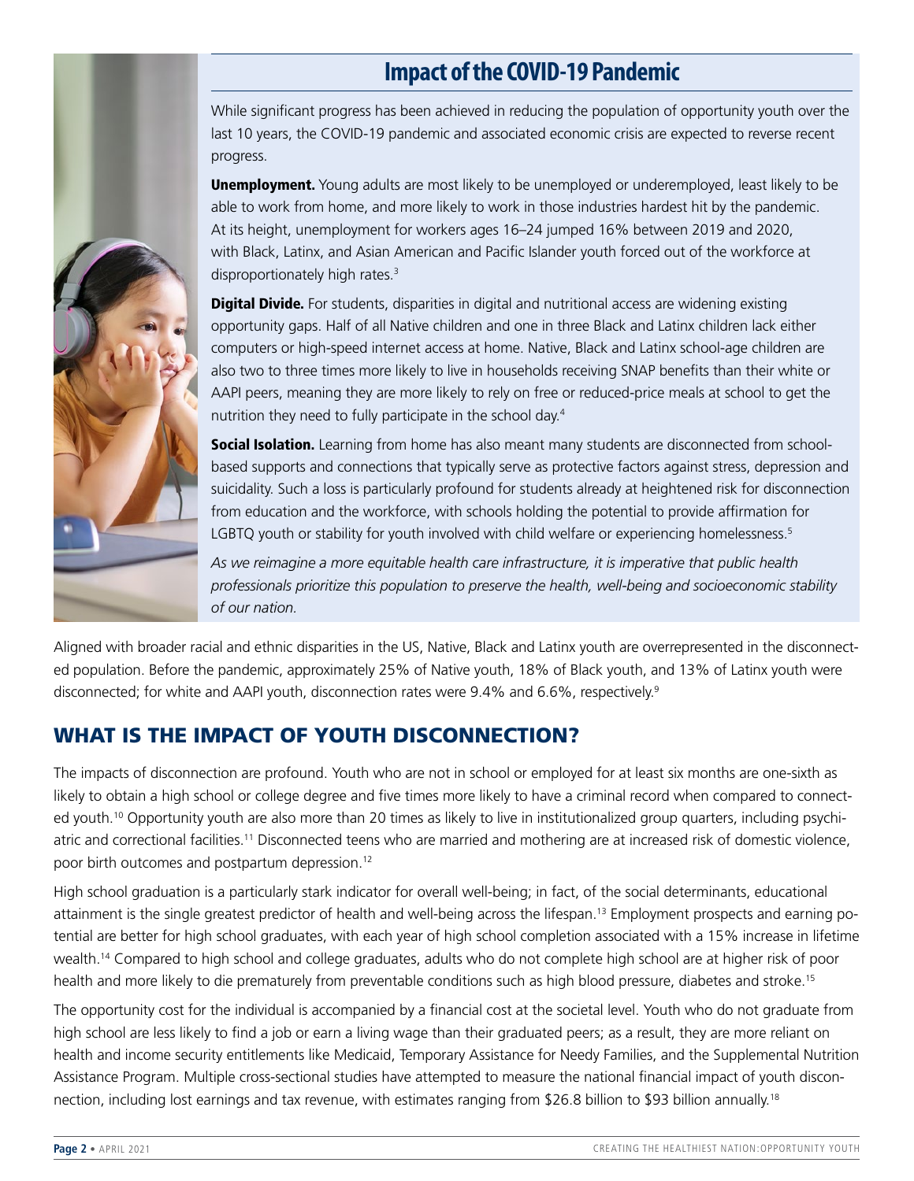## Impact of the COVID-19 Pandemic

While significant progress has been achieved in reducing the population of opportunity youth over the last 10 years, the COVID-19 pandemic and associated economic crisis are expected to reverse recent progress.

**Unemployment.** Young adults are most likely to be unemployed or underemployed, least likely to be able to work from home, and more likely to work in those industries hardest hit by the pandemic. At its height, unemployment for workers ages 16–24 jumped 16% between 2019 and 2020, with Black, Latinx, and Asian American and Pacific Islander youth forced out of the workforce at disproportionately high rates.[3]

**Digital Divide.** For students, disparities in digital and nutritional access are widening existing opportunity gaps. Half of all Native children and one in three Black and Latinx children lack either computers or high-speed internet access at home. Native, Black and Latinx school-age children are also two to three times more likely to live in households receiving SNAP benefits than their white or AAPI peers, meaning they are more likely to rely on free or reduced-price meals at school to get the nutrition they need to fully participate in the school day.[4]

**Social Isolation.** Learning from home has also meant many students are disconnected from school-based supports and connections that typically serve as protective factors against stress, depression and suicidality. Such a loss is particularly profound for students already at heightened risk for disconnection from education and the workforce, with schools holding the potential to provide affirmation for LGBTQ youth or stability for youth involved with child welfare or experiencing homelessness.[5]

*As we reimagine a more equitable health care infrastructure, it is imperative that public health professionals prioritize this population to preserve the health, well-being and socioeconomic stability of our nation.*

Aligned with broader racial and ethnic disparities in the US, Native, Black and Latinx youth are overrepresented in the disconnected population. Before the pandemic, approximately 25% of Native youth, 18% of Black youth, and 13% of Latinx youth were disconnected; for white and AAPI youth, disconnection rates were 9.4% and 6.6%, respectively.[9]

## WHAT IS THE IMPACT OF YOUTH DISCONNECTION?

The impacts of disconnection are profound. Youth who are not in school or employed for at least six months are one-sixth as likely to obtain a high school or college degree and five times more likely to have a criminal record when compared to connected youth.[10] Opportunity youth are also more than 20 times as likely to live in institutionalized group quarters, including psychiatric and correctional facilities.[11] Disconnected teens who are married and mothering are at increased risk of domestic violence, poor birth outcomes and postpartum depression.[12]

High school graduation is a particularly stark indicator for overall well-being; in fact, of the social determinants, educational attainment is the single greatest predictor of health and well-being across the lifespan.[13] Employment prospects and earning potential are better for high school graduates, with each year of high school completion associated with a 15% increase in lifetime wealth.[14] Compared to high school and college graduates, adults who do not complete high school are at higher risk of poor health and more likely to die prematurely from preventable conditions such as high blood pressure, diabetes and stroke.[15]

The opportunity cost for the individual is accompanied by a financial cost at the societal level. Youth who do not graduate from high school are less likely to find a job or earn a living wage than their graduated peers; as a result, they are more reliant on health and income security entitlements like Medicaid, Temporary Assistance for Needy Families, and the Supplemental Nutrition Assistance Program. Multiple cross-sectional studies have attempted to measure the national financial impact of youth disconnection, including lost earnings and tax revenue, with estimates ranging from $26.8 billion to $93 billion annually.[18]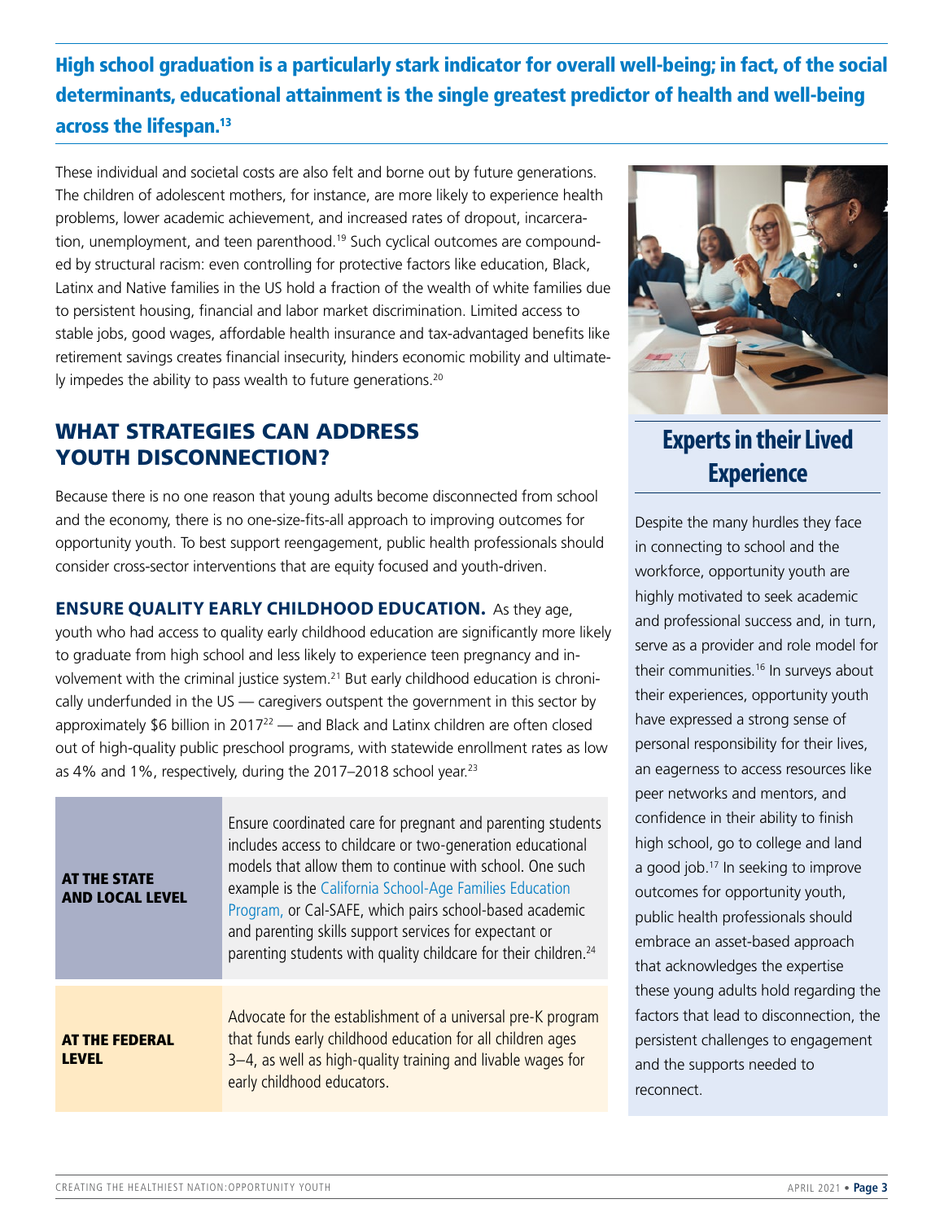**High school graduation is a particularly stark indicator for overall well-being; in fact, of the social determinants, educational attainment is the single greatest predictor of health and well-being across the lifespan.[13]**

These individual and societal costs are also felt and borne out by future generations. The children of adolescent mothers, for instance, are more likely to experience health problems, lower academic achievement, and increased rates of dropout, incarceration, unemployment, and teen parenthood.[19] Such cyclical outcomes are compounded by structural racism: even controlling for protective factors like education, Black, Latinx and Native families in the US hold a fraction of the wealth of white families due to persistent housing, financial and labor market discrimination. Limited access to stable jobs, good wages, affordable health insurance and tax-advantaged benefits like retirement savings creates financial insecurity, hinders economic mobility and ultimately impedes the ability to pass wealth to future generations.[20]

## WHAT STRATEGIES CAN ADDRESS YOUTH DISCONNECTION?

Because there is no one reason that young adults become disconnected from school and the economy, there is no one-size-fits-all approach to improving outcomes for opportunity youth. To best support reengagement, public health professionals should consider cross-sector interventions that are equity focused and youth-driven.

**ENSURE QUALITY EARLY CHILDHOOD EDUCATION.** As they age, youth who had access to quality early childhood education are significantly more likely to graduate from high school and less likely to experience teen pregnancy and involvement with the criminal justice system.[21] But early childhood education is chronically underfunded in the US — caregivers outspent the government in this sector by approximately $6 billion in 2017[22] — and Black and Latinx children are often closed out of high-quality public preschool programs, with statewide enrollment rates as low as 4% and 1%, respectively, during the 2017–2018 school year.[23]

| | |
|---|---|
| **AT THE STATE AND LOCAL LEVEL** | Ensure coordinated care for pregnant and parenting students includes access to childcare or two-generation educational models that allow them to continue with school. One such example is the California School-Age Families Education Program, or Cal-SAFE, which pairs school-based academic and parenting skills support services for expectant or parenting students with quality childcare for their children.[24] |
| **AT THE FEDERAL LEVEL** | Advocate for the establishment of a universal pre-K program that funds early childhood education for all children ages 3–4, as well as high-quality training and livable wages for early childhood educators. |

## Experts in their Lived Experience

Despite the many hurdles they face in connecting to school and the workforce, opportunity youth are highly motivated to seek academic and professional success and, in turn, serve as a provider and role model for their communities.[16] In surveys about their experiences, opportunity youth have expressed a strong sense of personal responsibility for their lives, an eagerness to access resources like peer networks and mentors, and confidence in their ability to finish high school, go to college and land a good job.[17] In seeking to improve outcomes for opportunity youth, public health professionals should embrace an asset-based approach that acknowledges the expertise these young adults hold regarding the factors that lead to disconnection, the persistent challenges to engagement and the supports needed to reconnect.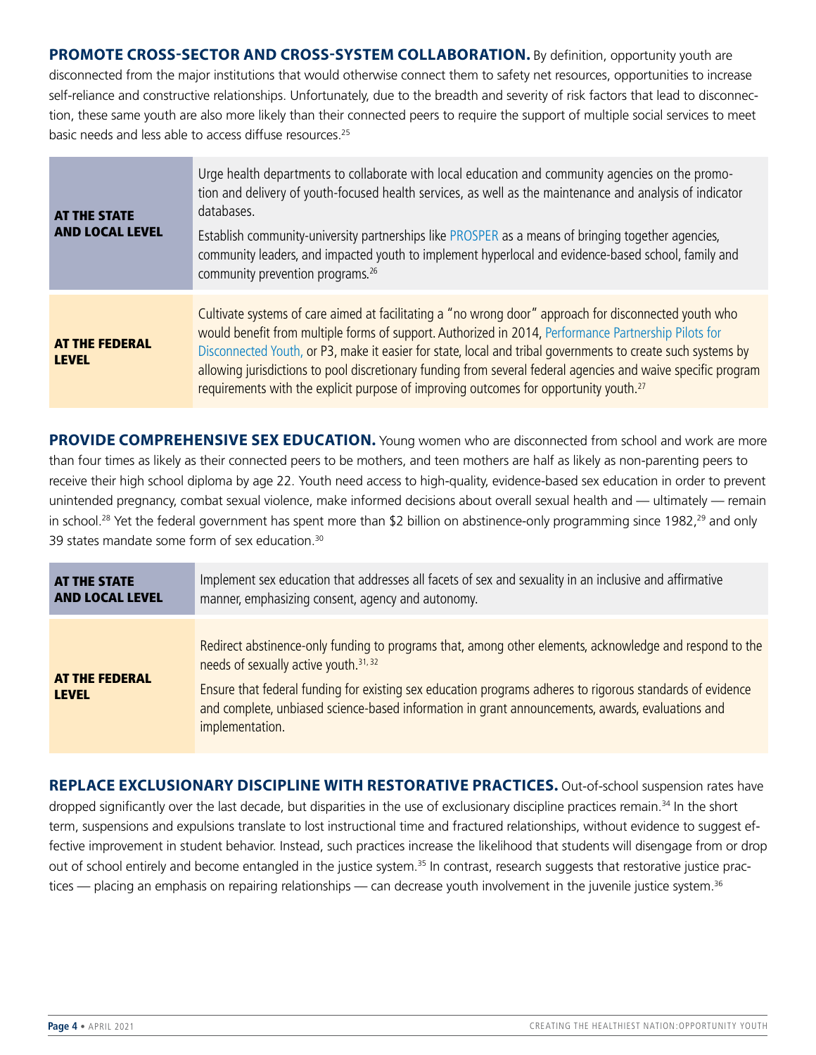**PROMOTE CROSS-SECTOR AND CROSS-SYSTEM COLLABORATION.** By definition, opportunity youth are disconnected from the major institutions that would otherwise connect them to safety net resources, opportunities to increase self-reliance and constructive relationships. Unfortunately, due to the breadth and severity of risk factors that lead to disconnection, these same youth are also more likely than their connected peers to require the support of multiple social services to meet basic needs and less able to access diffuse resources.[25]

| | |
|---|---|
| **AT THE STATE AND LOCAL LEVEL** | Urge health departments to collaborate with local education and community agencies on the promotion and delivery of youth-focused health services, as well as the maintenance and analysis of indicator databases.<br><br>Establish community-university partnerships like PROSPER as a means of bringing together agencies, community leaders, and impacted youth to implement hyperlocal and evidence-based school, family and community prevention programs.[26] |
| **AT THE FEDERAL LEVEL** | Cultivate systems of care aimed at facilitating a "no wrong door" approach for disconnected youth who would benefit from multiple forms of support. Authorized in 2014, Performance Partnership Pilots for Disconnected Youth, or P3, make it easier for state, local and tribal governments to create such systems by allowing jurisdictions to pool discretionary funding from several federal agencies and waive specific program requirements with the explicit purpose of improving outcomes for opportunity youth.[27] |

**PROVIDE COMPREHENSIVE SEX EDUCATION.** Young women who are disconnected from school and work are more than four times as likely as their connected peers to be mothers, and teen mothers are half as likely as non-parenting peers to receive their high school diploma by age 22. Youth need access to high-quality, evidence-based sex education in order to prevent unintended pregnancy, combat sexual violence, make informed decisions about overall sexual health and — ultimately — remain in school.[28] Yet the federal government has spent more than $2 billion on abstinence-only programming since 1982,[29] and only 39 states mandate some form of sex education.[30]

| | |
|---|---|
| **AT THE STATE AND LOCAL LEVEL** | Implement sex education that addresses all facets of sex and sexuality in an inclusive and affirmative manner, emphasizing consent, agency and autonomy. |
| **AT THE FEDERAL LEVEL** | Redirect abstinence-only funding to programs that, among other elements, acknowledge and respond to the needs of sexually active youth.[31,32]<br><br>Ensure that federal funding for existing sex education programs adheres to rigorous standards of evidence and complete, unbiased science-based information in grant announcements, awards, evaluations and implementation. |

**REPLACE EXCLUSIONARY DISCIPLINE WITH RESTORATIVE PRACTICES.** Out-of-school suspension rates have dropped significantly over the last decade, but disparities in the use of exclusionary discipline practices remain.[34] In the short term, suspensions and expulsions translate to lost instructional time and fractured relationships, without evidence to suggest effective improvement in student behavior. Instead, such practices increase the likelihood that students will disengage from or drop out of school entirely and become entangled in the justice system.[35] In contrast, research suggests that restorative justice practices — placing an emphasis on repairing relationships — can decrease youth involvement in the juvenile justice system.[36]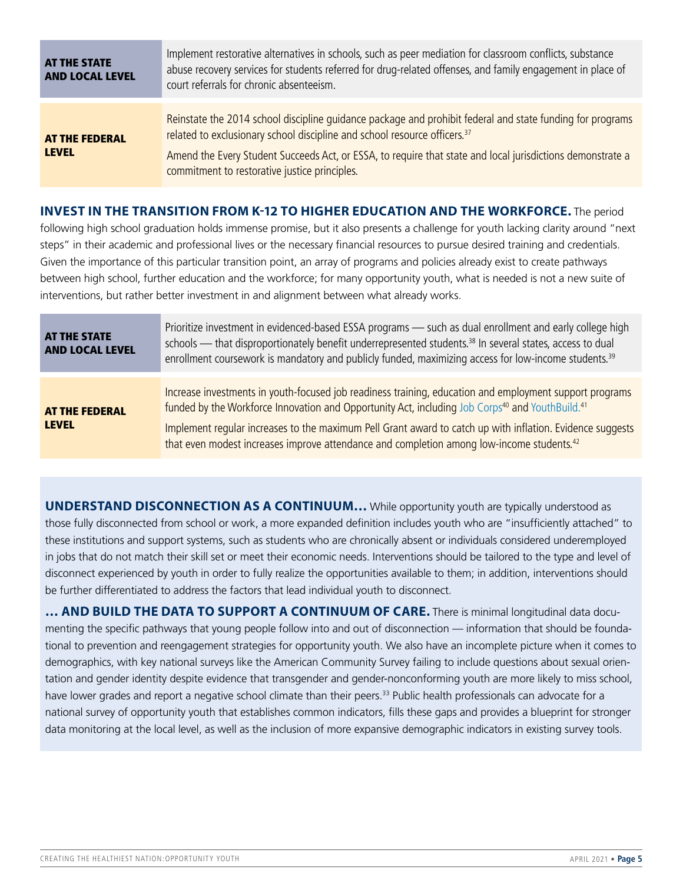| AT THE STATE AND LOCAL LEVEL | Implement restorative alternatives in schools, such as peer mediation for classroom conflicts, substance abuse recovery services for students referred for drug-related offenses, and family engagement in place of court referrals for chronic absenteeism. |
|---|---|
| **AT THE FEDERAL LEVEL** | Reinstate the 2014 school discipline guidance package and prohibit federal and state funding for programs related to exclusionary school discipline and school resource officers.[37] Amend the Every Student Succeeds Act, or ESSA, to require that state and local jurisdictions demonstrate a commitment to restorative justice principles. |

**INVEST IN THE TRANSITION FROM K-12 TO HIGHER EDUCATION AND THE WORKFORCE.** The period following high school graduation holds immense promise, but it also presents a challenge for youth lacking clarity around "next steps" in their academic and professional lives or the necessary financial resources to pursue desired training and credentials. Given the importance of this particular transition point, an array of programs and policies already exist to create pathways between high school, further education and the workforce; for many opportunity youth, what is needed is not a new suite of interventions, but rather better investment in and alignment between what already works.

| AT THE STATE AND LOCAL LEVEL | Prioritize investment in evidenced-based ESSA programs — such as dual enrollment and early college high schools — that disproportionately benefit underrepresented students.[38] In several states, access to dual enrollment coursework is mandatory and publicly funded, maximizing access for low-income students.[39] |
|---|---|
| **AT THE FEDERAL LEVEL** | Increase investments in youth-focused job readiness training, education and employment support programs funded by the Workforce Innovation and Opportunity Act, including Job Corps[40] and YouthBuild.[41] Implement regular increases to the maximum Pell Grant award to catch up with inflation. Evidence suggests that even modest increases improve attendance and completion among low-income students.[42] |

**UNDERSTAND DISCONNECTION AS A CONTINUUM…** While opportunity youth are typically understood as those fully disconnected from school or work, a more expanded definition includes youth who are "insufficiently attached" to these institutions and support systems, such as students who are chronically absent or individuals considered underemployed in jobs that do not match their skill set or meet their economic needs. Interventions should be tailored to the type and level of disconnect experienced by youth in order to fully realize the opportunities available to them; in addition, interventions should be further differentiated to address the factors that lead individual youth to disconnect.

**… AND BUILD THE DATA TO SUPPORT A CONTINUUM OF CARE.** There is minimal longitudinal data documenting the specific pathways that young people follow into and out of disconnection — information that should be foundational to prevention and reengagement strategies for opportunity youth. We also have an incomplete picture when it comes to demographics, with key national surveys like the American Community Survey failing to include questions about sexual orientation and gender identity despite evidence that transgender and gender-nonconforming youth are more likely to miss school, have lower grades and report a negative school climate than their peers.[33] Public health professionals can advocate for a national survey of opportunity youth that establishes common indicators, fills these gaps and provides a blueprint for stronger data monitoring at the local level, as well as the inclusion of more expansive demographic indicators in existing survey tools.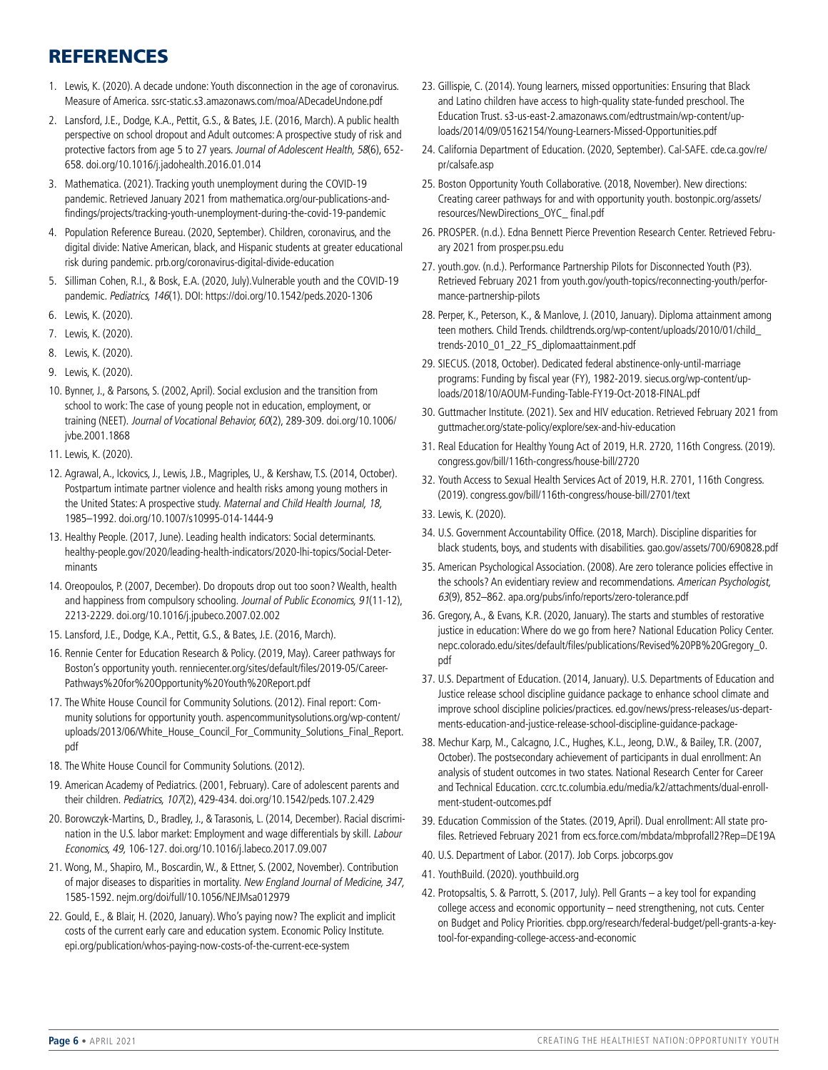# REFERENCES

1. Lewis, K. (2020). A decade undone: Youth disconnection in the age of coronavirus. Measure of America. ssrc-static.s3.amazonaws.com/moa/ADecadeUndone.pdf
2. Lansford, J.E., Dodge, K.A., Pettit, G.S., & Bates, J.E. (2016, March). A public health perspective on school dropout and Adult outcomes: A prospective study of risk and protective factors from age 5 to 27 years. *Journal of Adolescent Health, 58*(6), 652-658. doi.org/10.1016/j.jadohealth.2016.01.014
3. Mathematica. (2021). Tracking youth unemployment during the COVID-19 pandemic. Retrieved January 2021 from mathematica.org/our-publications-and-findings/projects/tracking-youth-unemployment-during-the-covid-19-pandemic
4. Population Reference Bureau. (2020, September). Children, coronavirus, and the digital divide: Native American, black, and Hispanic students at greater educational risk during pandemic. prb.org/coronavirus-digital-divide-education
5. Silliman Cohen, R.I., & Bosk, E.A. (2020, July).Vulnerable youth and the COVID-19 pandemic. *Pediatrics, 146*(1). DOI: https://doi.org/10.1542/peds.2020-1306
6. Lewis, K. (2020).
7. Lewis, K. (2020).
8. Lewis, K. (2020).
9. Lewis, K. (2020).
10. Bynner, J., & Parsons, S. (2002, April). Social exclusion and the transition from school to work: The case of young people not in education, employment, or training (NEET). *Journal of Vocational Behavior, 60*(2), 289-309. doi.org/10.1006/jvbe.2001.1868
11. Lewis, K. (2020).
12. Agrawal, A., Ickovics, J., Lewis, J.B., Magriples, U., & Kershaw, T.S. (2014, October). Postpartum intimate partner violence and health risks among young mothers in the United States: A prospective study. *Maternal and Child Health Journal, 18,* 1985–1992. doi.org/10.1007/s10995-014-1444-9
13. Healthy People. (2017, June). Leading health indicators: Social determinants. healthy-people.gov/2020/leading-health-indicators/2020-lhi-topics/Social-Determinants
14. Oreopoulos, P. (2007, December). Do dropouts drop out too soon? Wealth, health and happiness from compulsory schooling. *Journal of Public Economics, 91*(11-12), 2213-2229. doi.org/10.1016/j.jpubeco.2007.02.002
15. Lansford, J.E., Dodge, K.A., Pettit, G.S., & Bates, J.E. (2016, March).
16. Rennie Center for Education Research & Policy. (2019, May). Career pathways for Boston's opportunity youth. renniecenter.org/sites/default/files/2019-05/Career-Pathways%20for%20Opportunity%20Youth%20Report.pdf
17. The White House Council for Community Solutions. (2012). Final report: Community solutions for opportunity youth. aspencommunitysolutions.org/wp-content/uploads/2013/06/White_House_Council_For_Community_Solutions_Final_Report.pdf
18. The White House Council for Community Solutions. (2012).
19. American Academy of Pediatrics. (2001, February). Care of adolescent parents and their children. *Pediatrics, 107*(2), 429-434. doi.org/10.1542/peds.107.2.429
20. Borowczyk-Martins, D., Bradley, J., & Tarasonis, L. (2014, December). Racial discrimination in the U.S. labor market: Employment and wage differentials by skill. *Labour Economics, 49,* 106-127. doi.org/10.1016/j.labeco.2017.09.007
21. Wong, M., Shapiro, M., Boscardin, W., & Ettner, S. (2002, November). Contribution of major diseases to disparities in mortality. *New England Journal of Medicine, 347,* 1585-1592. nejm.org/doi/full/10.1056/NEJMsa012979
22. Gould, E., & Blair, H. (2020, January). Who's paying now? The explicit and implicit costs of the current early care and education system. Economic Policy Institute. epi.org/publication/whos-paying-now-costs-of-the-current-ece-system
23. Gillispie, C. (2014). Young learners, missed opportunities: Ensuring that Black and Latino children have access to high-quality state-funded preschool. The Education Trust. s3-us-east-2.amazonaws.com/edtrustmain/wp-content/uploads/2014/09/05162154/Young-Learners-Missed-Opportunities.pdf
24. California Department of Education. (2020, September). Cal-SAFE. cde.ca.gov/re/pr/calsafe.asp
25. Boston Opportunity Youth Collaborative. (2018, November). New directions: Creating career pathways for and with opportunity youth. bostonpic.org/assets/resources/NewDirections_OYC_ final.pdf
26. PROSPER. (n.d.). Edna Bennett Pierce Prevention Research Center. Retrieved February 2021 from prosper.psu.edu
27. youth.gov. (n.d.). Performance Partnership Pilots for Disconnected Youth (P3). Retrieved February 2021 from youth.gov/youth-topics/reconnecting-youth/performance-partnership-pilots
28. Perper, K., Peterson, K., & Manlove, J. (2010, January). Diploma attainment among teen mothers. Child Trends. childtrends.org/wp-content/uploads/2010/01/child_trends-2010_01_22_FS_diplomaattainment.pdf
29. SIECUS. (2018, October). Dedicated federal abstinence-only-until-marriage programs: Funding by fiscal year (FY), 1982-2019. siecus.org/wp-content/uploads/2018/10/AOUM-Funding-Table-FY19-Oct-2018-FINAL.pdf
30. Guttmacher Institute. (2021). Sex and HIV education. Retrieved February 2021 from guttmacher.org/state-policy/explore/sex-and-hiv-education
31. Real Education for Healthy Young Act of 2019, H.R. 2720, 116th Congress. (2019). congress.gov/bill/116th-congress/house-bill/2720
32. Youth Access to Sexual Health Services Act of 2019, H.R. 2701, 116th Congress. (2019). congress.gov/bill/116th-congress/house-bill/2701/text
33. Lewis, K. (2020).
34. U.S. Government Accountability Office. (2018, March). Discipline disparities for black students, boys, and students with disabilities. gao.gov/assets/700/690828.pdf
35. American Psychological Association. (2008). Are zero tolerance policies effective in the schools? An evidentiary review and recommendations. *American Psychologist, 63*(9), 852–862. apa.org/pubs/info/reports/zero-tolerance.pdf
36. Gregory, A., & Evans, K.R. (2020, January). The starts and stumbles of restorative justice in education: Where do we go from here? National Education Policy Center. nepc.colorado.edu/sites/default/files/publications/Revised%20PB%20Gregory_0.pdf
37. U.S. Department of Education. (2014, January). U.S. Departments of Education and Justice release school discipline guidance package to enhance school climate and improve school discipline policies/practices. ed.gov/news/press-releases/us-departments-education-and-justice-release-school-discipline-guidance-package-
38. Mechur Karp, M., Calcagno, J.C., Hughes, K.L., Jeong, D.W., & Bailey, T.R. (2007, October). The postsecondary achievement of participants in dual enrollment: An analysis of student outcomes in two states. National Research Center for Career and Technical Education. ccrc.tc.columbia.edu/media/k2/attachments/dual-enrollment-student-outcomes.pdf
39. Education Commission of the States. (2019, April). Dual enrollment: All state profiles. Retrieved February 2021 from ecs.force.com/mbdata/mbprofall2?Rep=DE19A
40. U.S. Department of Labor. (2017). Job Corps. jobcorps.gov
41. YouthBuild. (2020). youthbuild.org
42. Protopsaltis, S. & Parrott, S. (2017, July). Pell Grants – a key tool for expanding college access and economic opportunity – need strengthening, not cuts. Center on Budget and Policy Priorities. cbpp.org/research/federal-budget/pell-grants-a-key-tool-for-expanding-college-access-and-economic